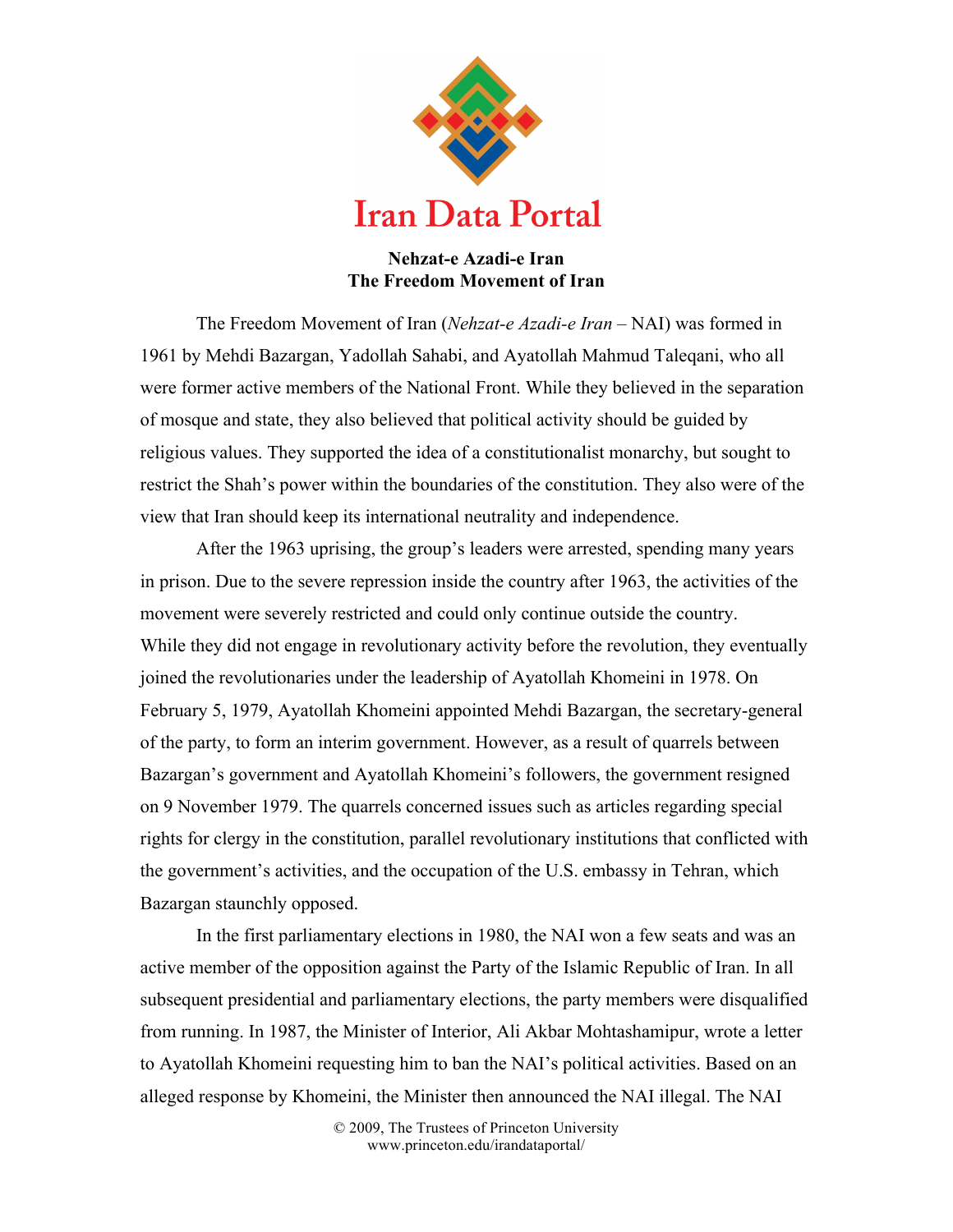Iran Data Portal

## Nehzat-e Azadi-e Iran
## The Freedom Movement of Iran

The Freedom Movement of Iran (*Nehzat-e Azadi-e Iran* – NAI) was formed in 1961 by Mehdi Bazargan, Yadollah Sahabi, and Ayatollah Mahmud Taleqani, who all were former active members of the National Front. While they believed in the separation of mosque and state, they also believed that political activity should be guided by religious values. They supported the idea of a constitutionalist monarchy, but sought to restrict the Shah's power within the boundaries of the constitution. They also were of the view that Iran should keep its international neutrality and independence.

After the 1963 uprising, the group's leaders were arrested, spending many years in prison. Due to the severe repression inside the country after 1963, the activities of the movement were severely restricted and could only continue outside the country. While they did not engage in revolutionary activity before the revolution, they eventually joined the revolutionaries under the leadership of Ayatollah Khomeini in 1978. On February 5, 1979, Ayatollah Khomeini appointed Mehdi Bazargan, the secretary-general of the party, to form an interim government. However, as a result of quarrels between Bazargan's government and Ayatollah Khomeini's followers, the government resigned on 9 November 1979. The quarrels concerned issues such as articles regarding special rights for clergy in the constitution, parallel revolutionary institutions that conflicted with the government's activities, and the occupation of the U.S. embassy in Tehran, which Bazargan staunchly opposed.

In the first parliamentary elections in 1980, the NAI won a few seats and was an active member of the opposition against the Party of the Islamic Republic of Iran. In all subsequent presidential and parliamentary elections, the party members were disqualified from running. In 1987, the Minister of Interior, Ali Akbar Mohtashamipur, wrote a letter to Ayatollah Khomeini requesting him to ban the NAI's political activities. Based on an alleged response by Khomeini, the Minister then announced the NAI illegal. The NAI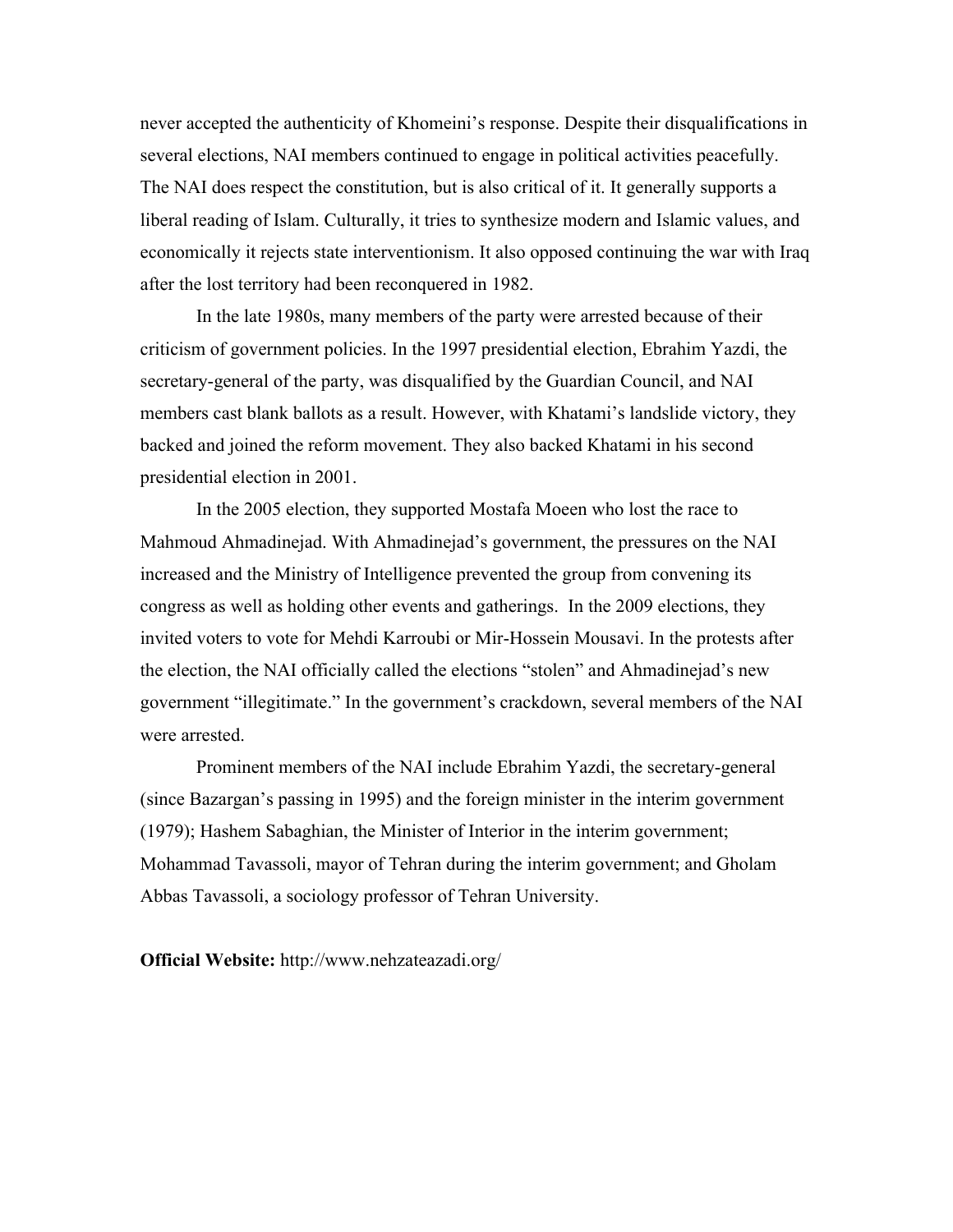never accepted the authenticity of Khomeini's response. Despite their disqualifications in several elections, NAI members continued to engage in political activities peacefully. The NAI does respect the constitution, but is also critical of it. It generally supports a liberal reading of Islam. Culturally, it tries to synthesize modern and Islamic values, and economically it rejects state interventionism. It also opposed continuing the war with Iraq after the lost territory had been reconquered in 1982.

In the late 1980s, many members of the party were arrested because of their criticism of government policies. In the 1997 presidential election, Ebrahim Yazdi, the secretary-general of the party, was disqualified by the Guardian Council, and NAI members cast blank ballots as a result. However, with Khatami's landslide victory, they backed and joined the reform movement. They also backed Khatami in his second presidential election in 2001.

In the 2005 election, they supported Mostafa Moeen who lost the race to Mahmoud Ahmadinejad. With Ahmadinejad's government, the pressures on the NAI increased and the Ministry of Intelligence prevented the group from convening its congress as well as holding other events and gatherings. In the 2009 elections, they invited voters to vote for Mehdi Karroubi or Mir-Hossein Mousavi. In the protests after the election, the NAI officially called the elections "stolen" and Ahmadinejad's new government "illegitimate." In the government's crackdown, several members of the NAI were arrested.

Prominent members of the NAI include Ebrahim Yazdi, the secretary-general (since Bazargan's passing in 1995) and the foreign minister in the interim government (1979); Hashem Sabaghian, the Minister of Interior in the interim government; Mohammad Tavassoli, mayor of Tehran during the interim government; and Gholam Abbas Tavassoli, a sociology professor of Tehran University.

**Official Website:** http://www.nehzateazadi.org/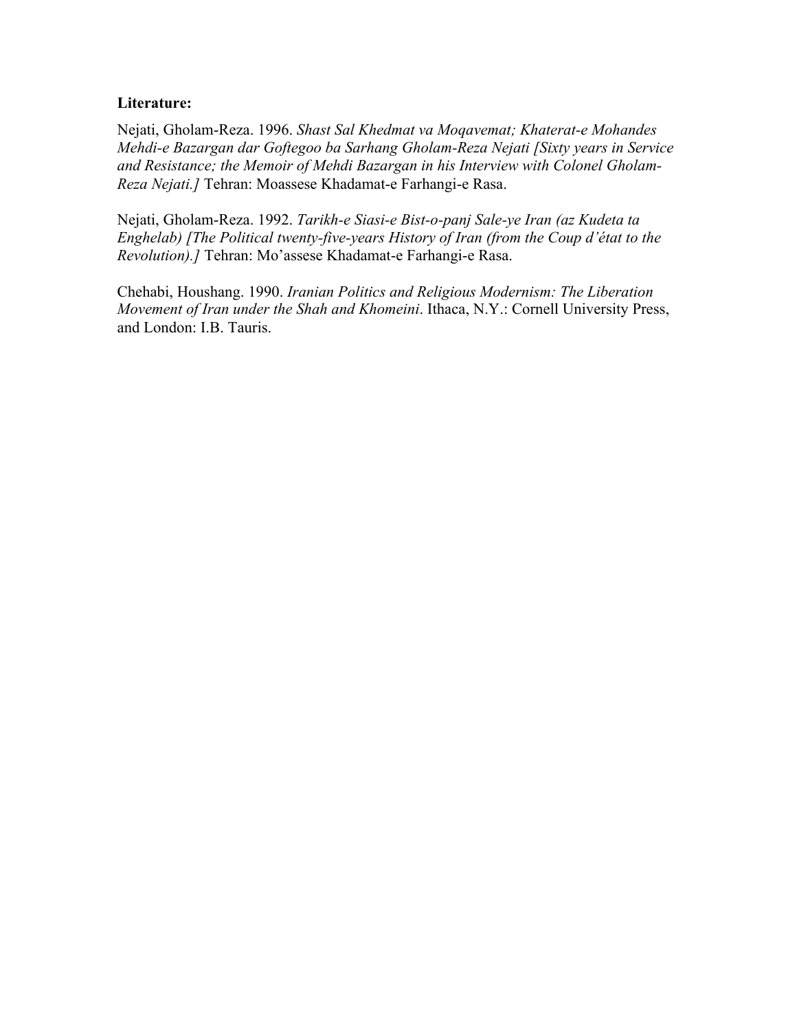**Literature:**

Nejati, Gholam-Reza. 1996. *Shast Sal Khedmat va Moqavemat; Khaterat-e Mohandes Mehdi-e Bazargan dar Goftegoo ba Sarhang Gholam-Reza Nejati [Sixty years in Service and Resistance; the Memoir of Mehdi Bazargan in his Interview with Colonel Gholam-Reza Nejati.]* Tehran: Moassese Khadamat-e Farhangi-e Rasa.

Nejati, Gholam-Reza. 1992. *Tarikh-e Siasi-e Bist-o-panj Sale-ye Iran (az Kudeta ta Enghelab) [The Political twenty-five-years History of Iran (from the Coup d'état to the Revolution).]* Tehran: Mo'assese Khadamat-e Farhangi-e Rasa.

Chehabi, Houshang. 1990. *Iranian Politics and Religious Modernism: The Liberation Movement of Iran under the Shah and Khomeini*. Ithaca, N.Y.: Cornell University Press, and London: I.B. Tauris.